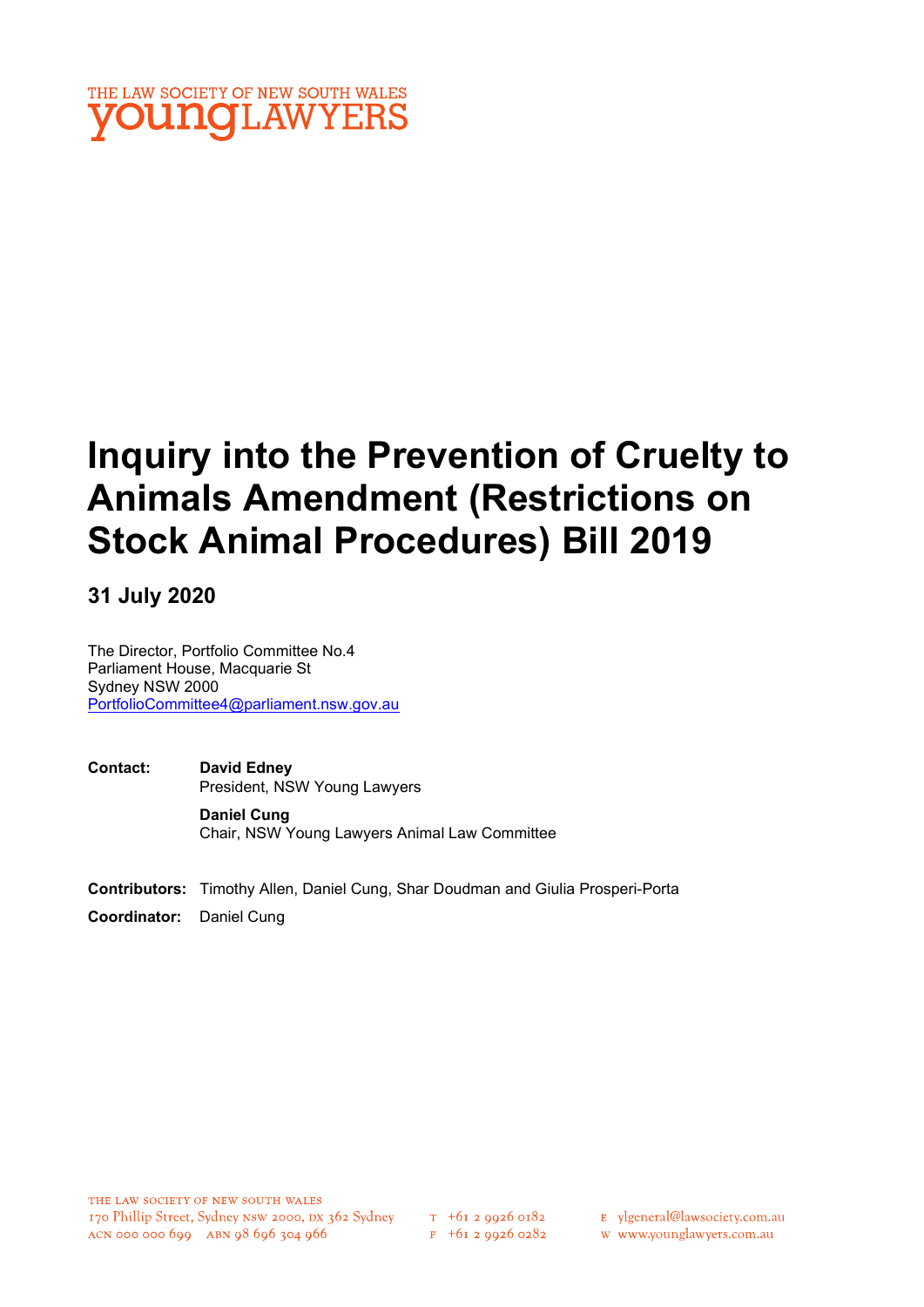THE LAW SOCIETY OF NEW SOUTH WALES
youngLAWYERS

# Inquiry into the Prevention of Cruelty to Animals Amendment (Restrictions on Stock Animal Procedures) Bill 2019

## 31 July 2020

The Director, Portfolio Committee No.4
Parliament House, Macquarie St
Sydney NSW 2000
PortfolioCommittee4@parliament.nsw.gov.au

**Contact:** **David Edney**
President, NSW Young Lawyers

**Daniel Cung**
Chair, NSW Young Lawyers Animal Law Committee

**Contributors:** Timothy Allen, Daniel Cung, Shar Doudman and Giulia Prosperi-Porta

**Coordinator:** Daniel Cung

THE LAW SOCIETY OF NEW SOUTH WALES
170 Phillip Street, Sydney NSW 2000, DX 362 Sydney
ACN 000 000 699 ABN 98 696 304 966
T +61 2 9926 0182
F +61 2 9926 0282
E ylgeneral@lawsociety.com.au
W www.younglawyers.com.au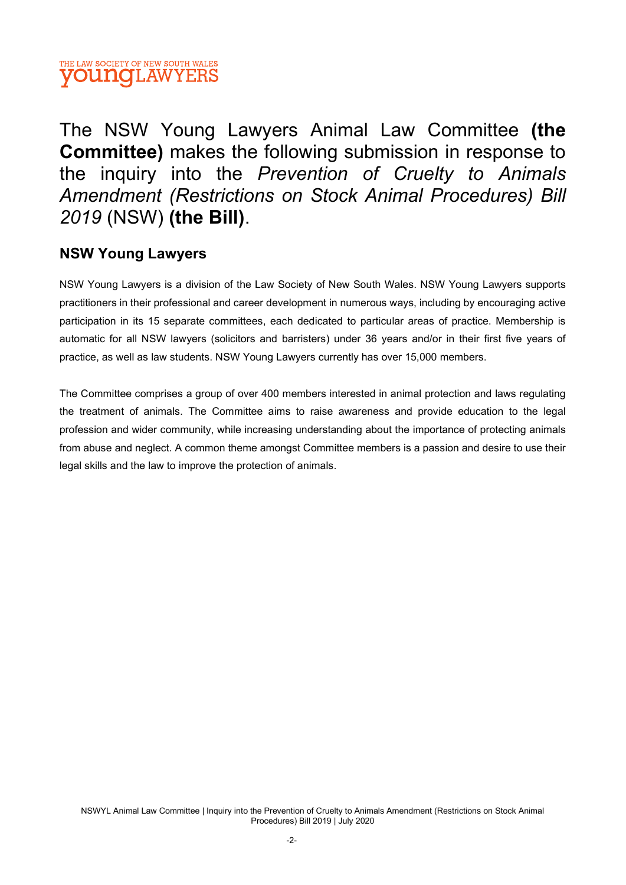The NSW Young Lawyers Animal Law Committee **(the Committee)** makes the following submission in response to the inquiry into the *Prevention of Cruelty to Animals Amendment (Restrictions on Stock Animal Procedures) Bill 2019* (NSW) **(the Bill)**.

## NSW Young Lawyers

NSW Young Lawyers is a division of the Law Society of New South Wales. NSW Young Lawyers supports practitioners in their professional and career development in numerous ways, including by encouraging active participation in its 15 separate committees, each dedicated to particular areas of practice. Membership is automatic for all NSW lawyers (solicitors and barristers) under 36 years and/or in their first five years of practice, as well as law students. NSW Young Lawyers currently has over 15,000 members.

The Committee comprises a group of over 400 members interested in animal protection and laws regulating the treatment of animals. The Committee aims to raise awareness and provide education to the legal profession and wider community, while increasing understanding about the importance of protecting animals from abuse and neglect. A common theme amongst Committee members is a passion and desire to use their legal skills and the law to improve the protection of animals.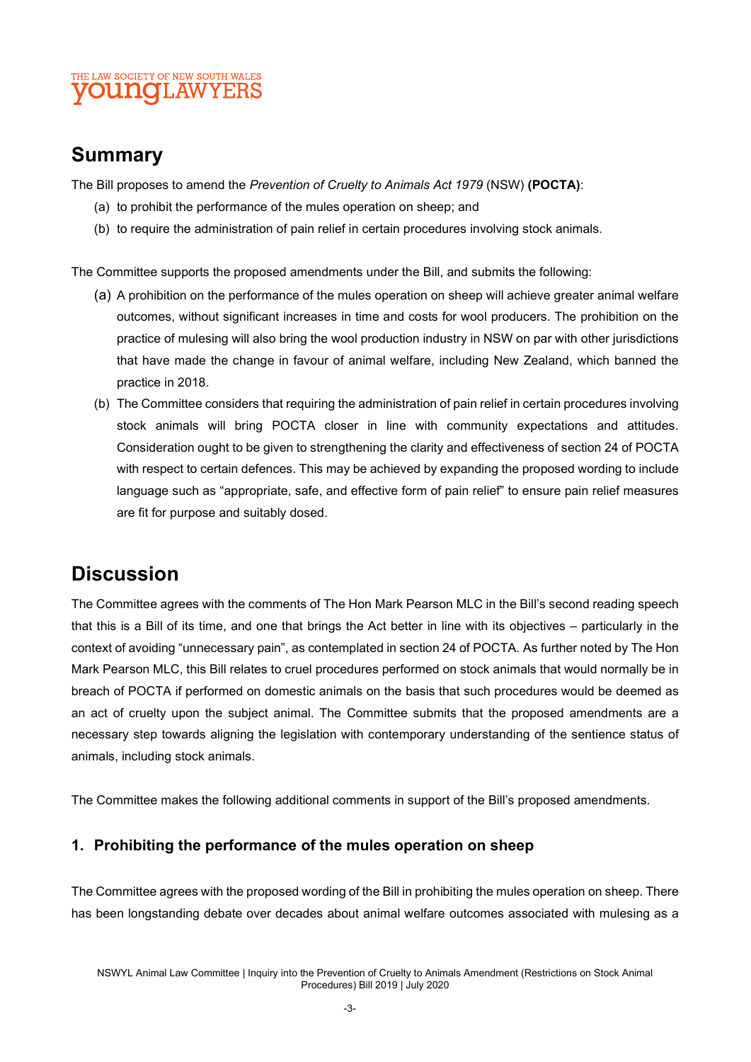## Summary

The Bill proposes to amend the *Prevention of Cruelty to Animals Act 1979* (NSW) **(POCTA)**:

(a) to prohibit the performance of the mules operation on sheep; and

(b) to require the administration of pain relief in certain procedures involving stock animals.

The Committee supports the proposed amendments under the Bill, and submits the following:

(a) A prohibition on the performance of the mules operation on sheep will achieve greater animal welfare outcomes, without significant increases in time and costs for wool producers. The prohibition on the practice of mulesing will also bring the wool production industry in NSW on par with other jurisdictions that have made the change in favour of animal welfare, including New Zealand, which banned the practice in 2018.

(b) The Committee considers that requiring the administration of pain relief in certain procedures involving stock animals will bring POCTA closer in line with community expectations and attitudes. Consideration ought to be given to strengthening the clarity and effectiveness of section 24 of POCTA with respect to certain defences. This may be achieved by expanding the proposed wording to include language such as "appropriate, safe, and effective form of pain relief" to ensure pain relief measures are fit for purpose and suitably dosed.

## Discussion

The Committee agrees with the comments of The Hon Mark Pearson MLC in the Bill's second reading speech that this is a Bill of its time, and one that brings the Act better in line with its objectives – particularly in the context of avoiding "unnecessary pain", as contemplated in section 24 of POCTA. As further noted by The Hon Mark Pearson MLC, this Bill relates to cruel procedures performed on stock animals that would normally be in breach of POCTA if performed on domestic animals on the basis that such procedures would be deemed as an act of cruelty upon the subject animal. The Committee submits that the proposed amendments are a necessary step towards aligning the legislation with contemporary understanding of the sentience status of animals, including stock animals.

The Committee makes the following additional comments in support of the Bill's proposed amendments.

### 1. Prohibiting the performance of the mules operation on sheep

The Committee agrees with the proposed wording of the Bill in prohibiting the mules operation on sheep. There has been longstanding debate over decades about animal welfare outcomes associated with mulesing as a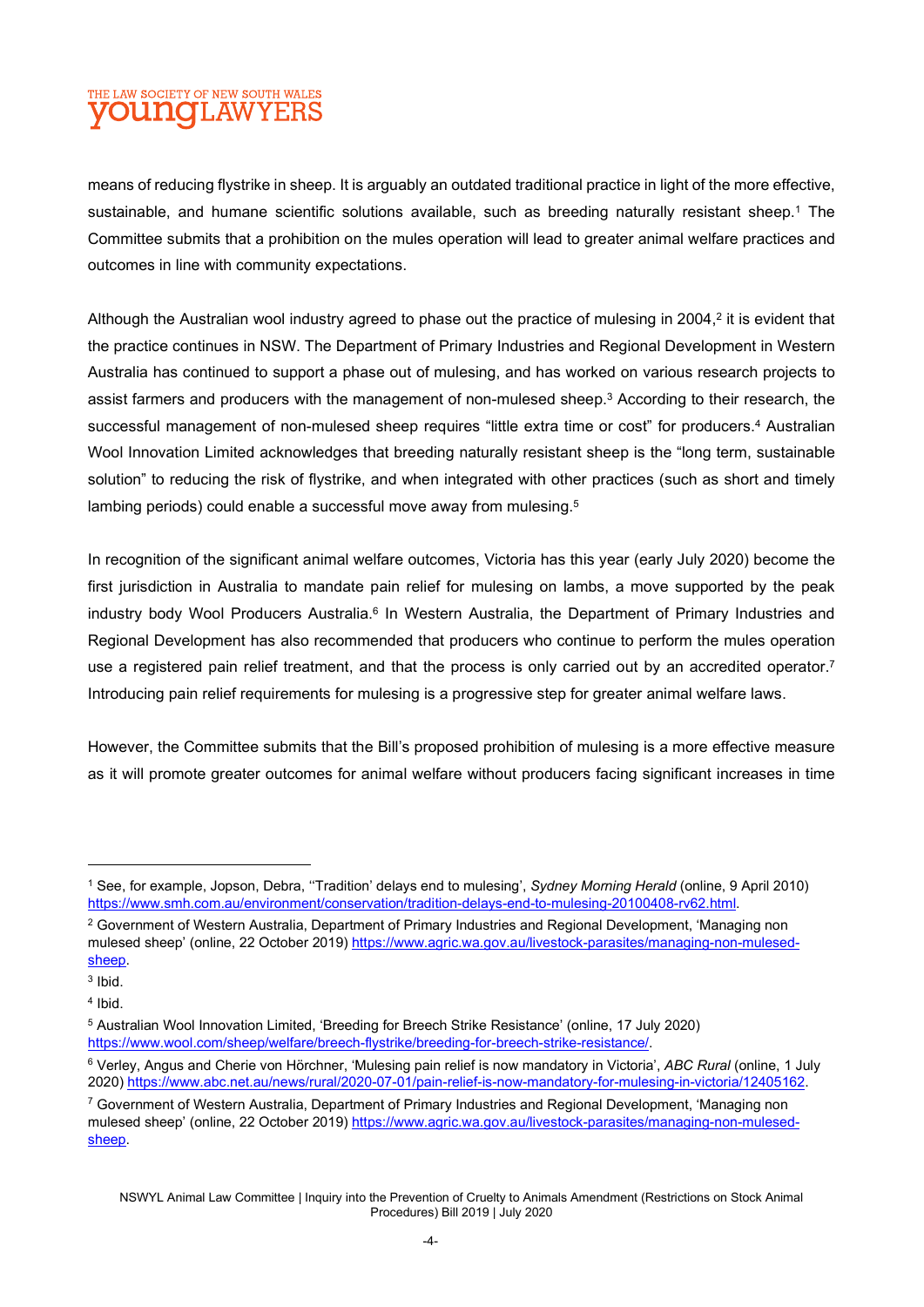means of reducing flystrike in sheep. It is arguably an outdated traditional practice in light of the more effective, sustainable, and humane scientific solutions available, such as breeding naturally resistant sheep.[1] The Committee submits that a prohibition on the mules operation will lead to greater animal welfare practices and outcomes in line with community expectations.

Although the Australian wool industry agreed to phase out the practice of mulesing in 2004,[2] it is evident that the practice continues in NSW. The Department of Primary Industries and Regional Development in Western Australia has continued to support a phase out of mulesing, and has worked on various research projects to assist farmers and producers with the management of non-mulesed sheep.[3] According to their research, the successful management of non-mulesed sheep requires "little extra time or cost" for producers.[4] Australian Wool Innovation Limited acknowledges that breeding naturally resistant sheep is the "long term, sustainable solution" to reducing the risk of flystrike, and when integrated with other practices (such as short and timely lambing periods) could enable a successful move away from mulesing.[5]

In recognition of the significant animal welfare outcomes, Victoria has this year (early July 2020) become the first jurisdiction in Australia to mandate pain relief for mulesing on lambs, a move supported by the peak industry body Wool Producers Australia.[6] In Western Australia, the Department of Primary Industries and Regional Development has also recommended that producers who continue to perform the mules operation use a registered pain relief treatment, and that the process is only carried out by an accredited operator.[7] Introducing pain relief requirements for mulesing is a progressive step for greater animal welfare laws.

However, the Committee submits that the Bill's proposed prohibition of mulesing is a more effective measure as it will promote greater outcomes for animal welfare without producers facing significant increases in time

---

[1] See, for example, Jopson, Debra, ''Tradition' delays end to mulesing', *Sydney Morning Herald* (online, 9 April 2010) https://www.smh.com.au/environment/conservation/tradition-delays-end-to-mulesing-20100408-rv62.html.

[2] Government of Western Australia, Department of Primary Industries and Regional Development, 'Managing non mulesed sheep' (online, 22 October 2019) https://www.agric.wa.gov.au/livestock-parasites/managing-non-mulesed-sheep.

[3] Ibid.

[4] Ibid.

[5] Australian Wool Innovation Limited, 'Breeding for Breech Strike Resistance' (online, 17 July 2020) https://www.wool.com/sheep/welfare/breech-flystrike/breeding-for-breech-strike-resistance/.

[6] Verley, Angus and Cherie von Hörchner, 'Mulesing pain relief is now mandatory in Victoria', *ABC Rural* (online, 1 July 2020) https://www.abc.net.au/news/rural/2020-07-01/pain-relief-is-now-mandatory-for-mulesing-in-victoria/12405162.

[7] Government of Western Australia, Department of Primary Industries and Regional Development, 'Managing non mulesed sheep' (online, 22 October 2019) https://www.agric.wa.gov.au/livestock-parasites/managing-non-mulesed-sheep.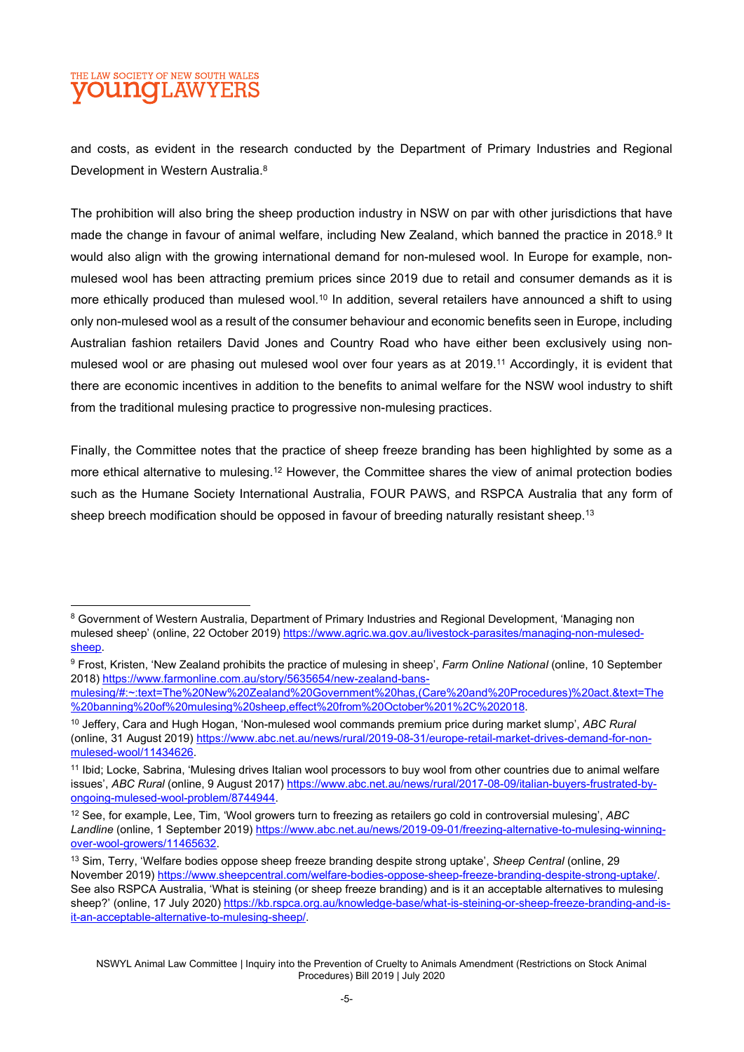and costs, as evident in the research conducted by the Department of Primary Industries and Regional Development in Western Australia.[8]

The prohibition will also bring the sheep production industry in NSW on par with other jurisdictions that have made the change in favour of animal welfare, including New Zealand, which banned the practice in 2018.[9] It would also align with the growing international demand for non-mulesed wool. In Europe for example, non-mulesed wool has been attracting premium prices since 2019 due to retail and consumer demands as it is more ethically produced than mulesed wool.[10] In addition, several retailers have announced a shift to using only non-mulesed wool as a result of the consumer behaviour and economic benefits seen in Europe, including Australian fashion retailers David Jones and Country Road who have either been exclusively using non-mulesed wool or are phasing out mulesed wool over four years as at 2019.[11] Accordingly, it is evident that there are economic incentives in addition to the benefits to animal welfare for the NSW wool industry to shift from the traditional mulesing practice to progressive non-mulesing practices.

Finally, the Committee notes that the practice of sheep freeze branding has been highlighted by some as a more ethical alternative to mulesing.[12] However, the Committee shares the view of animal protection bodies such as the Humane Society International Australia, FOUR PAWS, and RSPCA Australia that any form of sheep breech modification should be opposed in favour of breeding naturally resistant sheep.[13]

---

[8] Government of Western Australia, Department of Primary Industries and Regional Development, 'Managing non mulesed sheep' (online, 22 October 2019) https://www.agric.wa.gov.au/livestock-parasites/managing-non-mulesed-sheep.

[9] Frost, Kristen, 'New Zealand prohibits the practice of mulesing in sheep', *Farm Online National* (online, 10 September 2018) https://www.farmonline.com.au/story/5635654/new-zealand-bans-mulesing/#:~:text=The%20New%20Zealand%20Government%20has,(Care%20and%20Procedures)%20act.&text=The%20banning%20of%20mulesing%20sheep,effect%20from%20October%201%2C%202018.

[10] Jeffery, Cara and Hugh Hogan, 'Non-mulesed wool commands premium price during market slump', *ABC Rural* (online, 31 August 2019) https://www.abc.net.au/news/rural/2019-08-31/europe-retail-market-drives-demand-for-non-mulesed-wool/11434626.

[11] Ibid; Locke, Sabrina, 'Mulesing drives Italian wool processors to buy wool from other countries due to animal welfare issues', *ABC Rural* (online, 9 August 2017) https://www.abc.net.au/news/rural/2017-08-09/italian-buyers-frustrated-by-ongoing-mulesed-wool-problem/8744944.

[12] See, for example, Lee, Tim, 'Wool growers turn to freezing as retailers go cold in controversial mulesing', *ABC Landline* (online, 1 September 2019) https://www.abc.net.au/news/2019-09-01/freezing-alternative-to-mulesing-winning-over-wool-growers/11465632.

[13] Sim, Terry, 'Welfare bodies oppose sheep freeze branding despite strong uptake', *Sheep Central* (online, 29 November 2019) https://www.sheepcentral.com/welfare-bodies-oppose-sheep-freeze-branding-despite-strong-uptake/. See also RSPCA Australia, 'What is steining (or sheep freeze branding) and is it an acceptable alternatives to mulesing sheep?' (online, 17 July 2020) https://kb.rspca.org.au/knowledge-base/what-is-steining-or-sheep-freeze-branding-and-is-it-an-acceptable-alternative-to-mulesing-sheep/.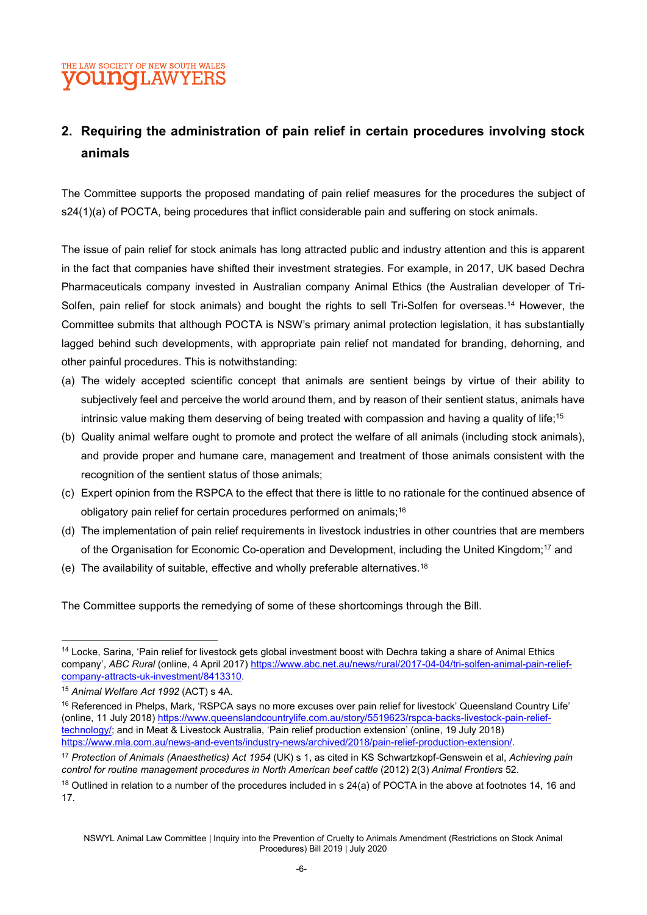## 2. Requiring the administration of pain relief in certain procedures involving stock animals

The Committee supports the proposed mandating of pain relief measures for the procedures the subject of s24(1)(a) of POCTA, being procedures that inflict considerable pain and suffering on stock animals.

The issue of pain relief for stock animals has long attracted public and industry attention and this is apparent in the fact that companies have shifted their investment strategies. For example, in 2017, UK based Dechra Pharmaceuticals company invested in Australian company Animal Ethics (the Australian developer of Tri-Solfen, pain relief for stock animals) and bought the rights to sell Tri-Solfen for overseas.[14] However, the Committee submits that although POCTA is NSW's primary animal protection legislation, it has substantially lagged behind such developments, with appropriate pain relief not mandated for branding, dehorning, and other painful procedures. This is notwithstanding:

(a) The widely accepted scientific concept that animals are sentient beings by virtue of their ability to subjectively feel and perceive the world around them, and by reason of their sentient status, animals have intrinsic value making them deserving of being treated with compassion and having a quality of life;[15]

(b) Quality animal welfare ought to promote and protect the welfare of all animals (including stock animals), and provide proper and humane care, management and treatment of those animals consistent with the recognition of the sentient status of those animals;

(c) Expert opinion from the RSPCA to the effect that there is little to no rationale for the continued absence of obligatory pain relief for certain procedures performed on animals;[16]

(d) The implementation of pain relief requirements in livestock industries in other countries that are members of the Organisation for Economic Co-operation and Development, including the United Kingdom;[17] and

(e) The availability of suitable, effective and wholly preferable alternatives.[18]

The Committee supports the remedying of some of these shortcomings through the Bill.

---

[14] Locke, Sarina, 'Pain relief for livestock gets global investment boost with Dechra taking a share of Animal Ethics company', *ABC Rural* (online, 4 April 2017) https://www.abc.net.au/news/rural/2017-04-04/tri-solfen-animal-pain-relief-company-attracts-uk-investment/8413310.

[15] *Animal Welfare Act 1992* (ACT) s 4A.

[16] Referenced in Phelps, Mark, 'RSPCA says no more excuses over pain relief for livestock' Queensland Country Life' (online, 11 July 2018) https://www.queenslandcountrylife.com.au/story/5519623/rspca-backs-livestock-pain-relief-technology/; and in Meat & Livestock Australia, 'Pain relief production extension' (online, 19 July 2018) https://www.mla.com.au/news-and-events/industry-news/archived/2018/pain-relief-production-extension/.

[17] *Protection of Animals (Anaesthetics) Act 1954* (UK) s 1, as cited in KS Schwartzkopf-Genswein et al, *Achieving pain control for routine management procedures in North American beef cattle* (2012) 2(3) *Animal Frontiers* 52.

[18] Outlined in relation to a number of the procedures included in s 24(a) of POCTA in the above at footnotes 14, 16 and 17.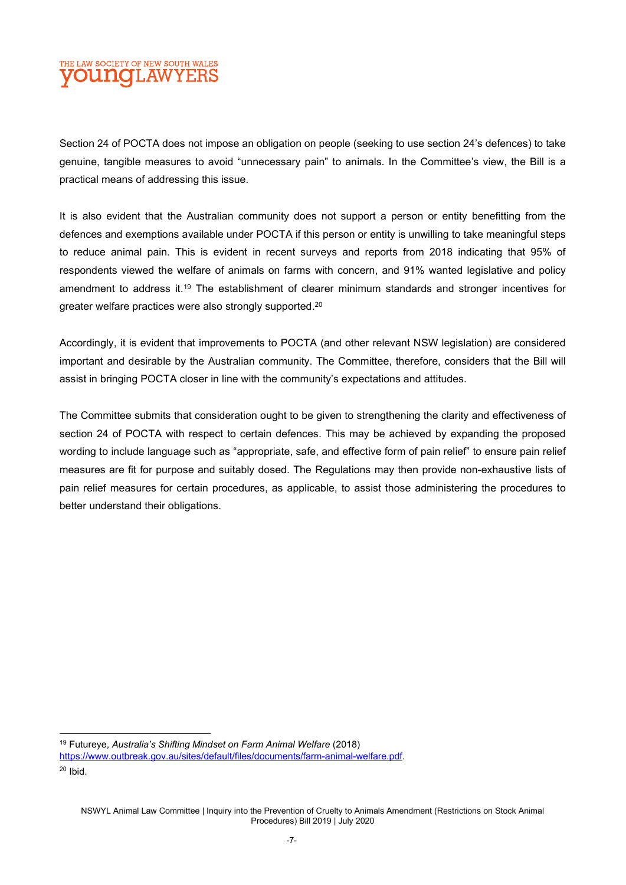Section 24 of POCTA does not impose an obligation on people (seeking to use section 24's defences) to take genuine, tangible measures to avoid "unnecessary pain" to animals. In the Committee's view, the Bill is a practical means of addressing this issue.

It is also evident that the Australian community does not support a person or entity benefitting from the defences and exemptions available under POCTA if this person or entity is unwilling to take meaningful steps to reduce animal pain. This is evident in recent surveys and reports from 2018 indicating that 95% of respondents viewed the welfare of animals on farms with concern, and 91% wanted legislative and policy amendment to address it.[19] The establishment of clearer minimum standards and stronger incentives for greater welfare practices were also strongly supported.[20]

Accordingly, it is evident that improvements to POCTA (and other relevant NSW legislation) are considered important and desirable by the Australian community. The Committee, therefore, considers that the Bill will assist in bringing POCTA closer in line with the community's expectations and attitudes.

The Committee submits that consideration ought to be given to strengthening the clarity and effectiveness of section 24 of POCTA with respect to certain defences. This may be achieved by expanding the proposed wording to include language such as "appropriate, safe, and effective form of pain relief" to ensure pain relief measures are fit for purpose and suitably dosed. The Regulations may then provide non-exhaustive lists of pain relief measures for certain procedures, as applicable, to assist those administering the procedures to better understand their obligations.

---

[19] Futureye, *Australia's Shifting Mindset on Farm Animal Welfare* (2018) https://www.outbreak.gov.au/sites/default/files/documents/farm-animal-welfare.pdf.

[20] Ibid.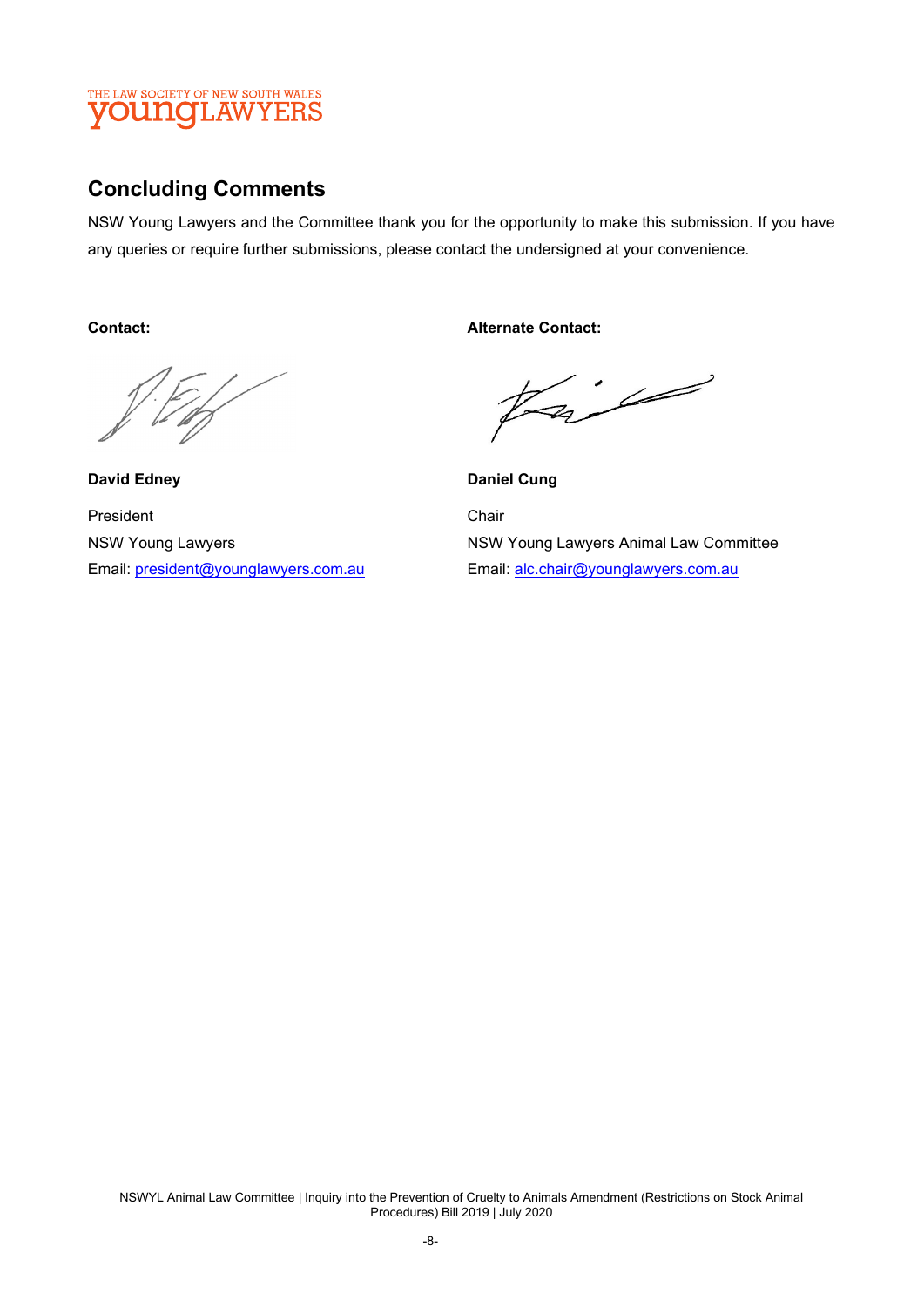## Concluding Comments

NSW Young Lawyers and the Committee thank you for the opportunity to make this submission. If you have any queries or require further submissions, please contact the undersigned at your convenience.

**Contact:**

**David Edney**

President

NSW Young Lawyers

Email: president@younglawyers.com.au

**Alternate Contact:**

**Daniel Cung**

Chair

NSW Young Lawyers Animal Law Committee

Email: alc.chair@younglawyers.com.au